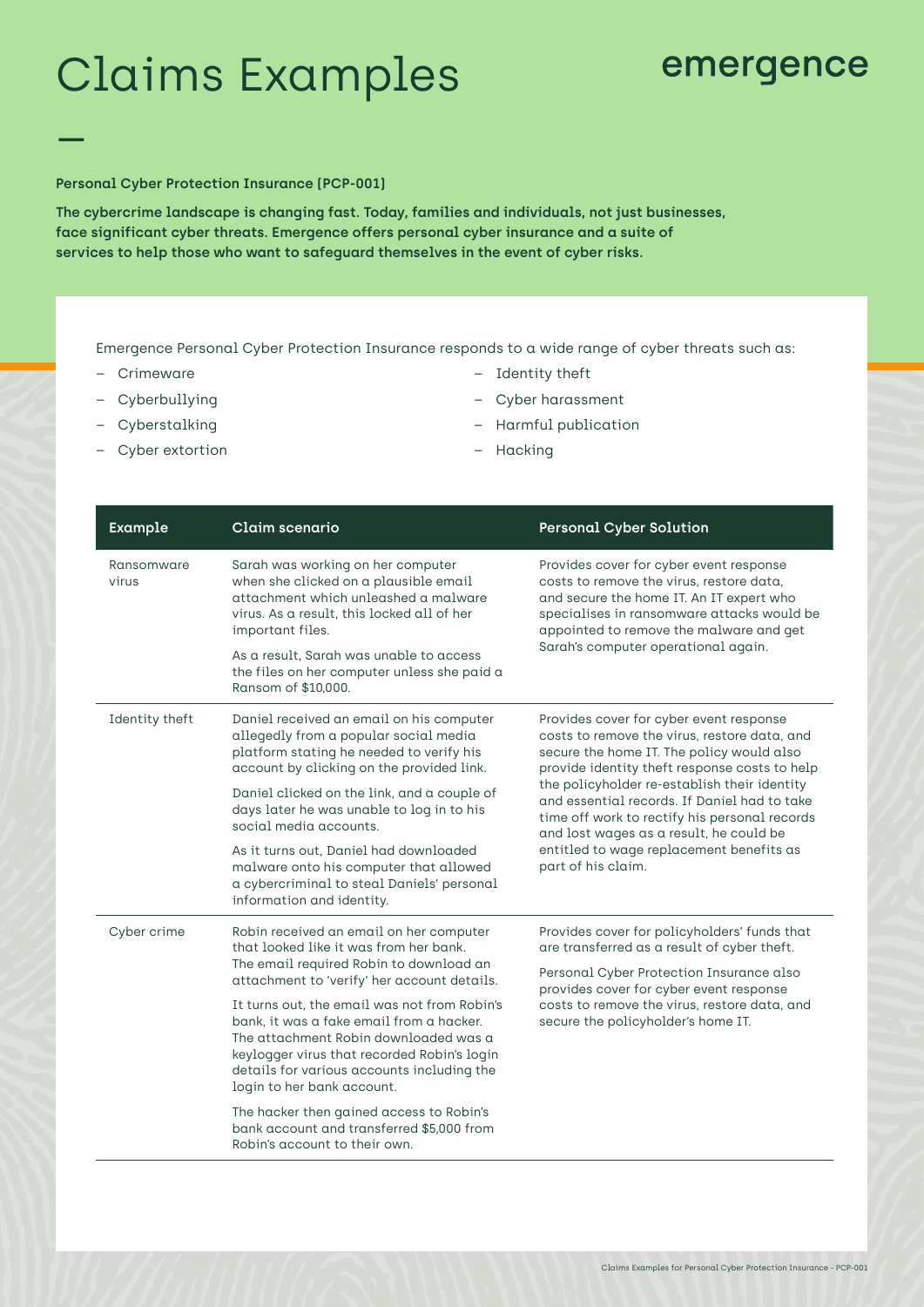# Claims Examples

emergence

—

**Personal Cyber Protection Insurance (PCP-001)**

**The cybercrime landscape is changing fast. Today, families and individuals, not just businesses, face significant cyber threats. Emergence offers personal cyber insurance and a suite of services to help those who want to safeguard themselves in the event of cyber risks.**

Emergence Personal Cyber Protection Insurance responds to a wide range of cyber threats such as:

- Crimeware
- Cyberbullying
- Cyberstalking
- Cyber extortion
- Identity theft
- Cyber harassment
- Harmful publication
- Hacking

| Example | Claim scenario | Personal Cyber Solution |
| --- | --- | --- |
| Ransomware virus | Sarah was working on her computer when she clicked on a plausible email attachment which unleashed a malware virus. As a result, this locked all of her important files.<br><br>As a result, Sarah was unable to access the files on her computer unless she paid a Ransom of $10,000. | Provides cover for cyber event response costs to remove the virus, restore data, and secure the home IT. An IT expert who specialises in ransomware attacks would be appointed to remove the malware and get Sarah's computer operational again. |
| Identity theft | Daniel received an email on his computer allegedly from a popular social media platform stating he needed to verify his account by clicking on the provided link.<br><br>Daniel clicked on the link, and a couple of days later he was unable to log in to his social media accounts.<br><br>As it turns out, Daniel had downloaded malware onto his computer that allowed a cybercriminal to steal Daniels' personal information and identity. | Provides cover for cyber event response costs to remove the virus, restore data, and secure the home IT. The policy would also provide identity theft response costs to help the policyholder re-establish their identity and essential records. If Daniel had to take time off work to rectify his personal records and lost wages as a result, he could be entitled to wage replacement benefits as part of his claim. |
| Cyber crime | Robin received an email on her computer that looked like it was from her bank. The email required Robin to download an attachment to 'verify' her account details.<br><br>It turns out, the email was not from Robin's bank, it was a fake email from a hacker. The attachment Robin downloaded was a keylogger virus that recorded Robin's login details for various accounts including the login to her bank account.<br><br>The hacker then gained access to Robin's bank account and transferred $5,000 from Robin's account to their own. | Provides cover for policyholders' funds that are transferred as a result of cyber theft.<br><br>Personal Cyber Protection Insurance also provides cover for cyber event response costs to remove the virus, restore data, and secure the policyholder's home IT. |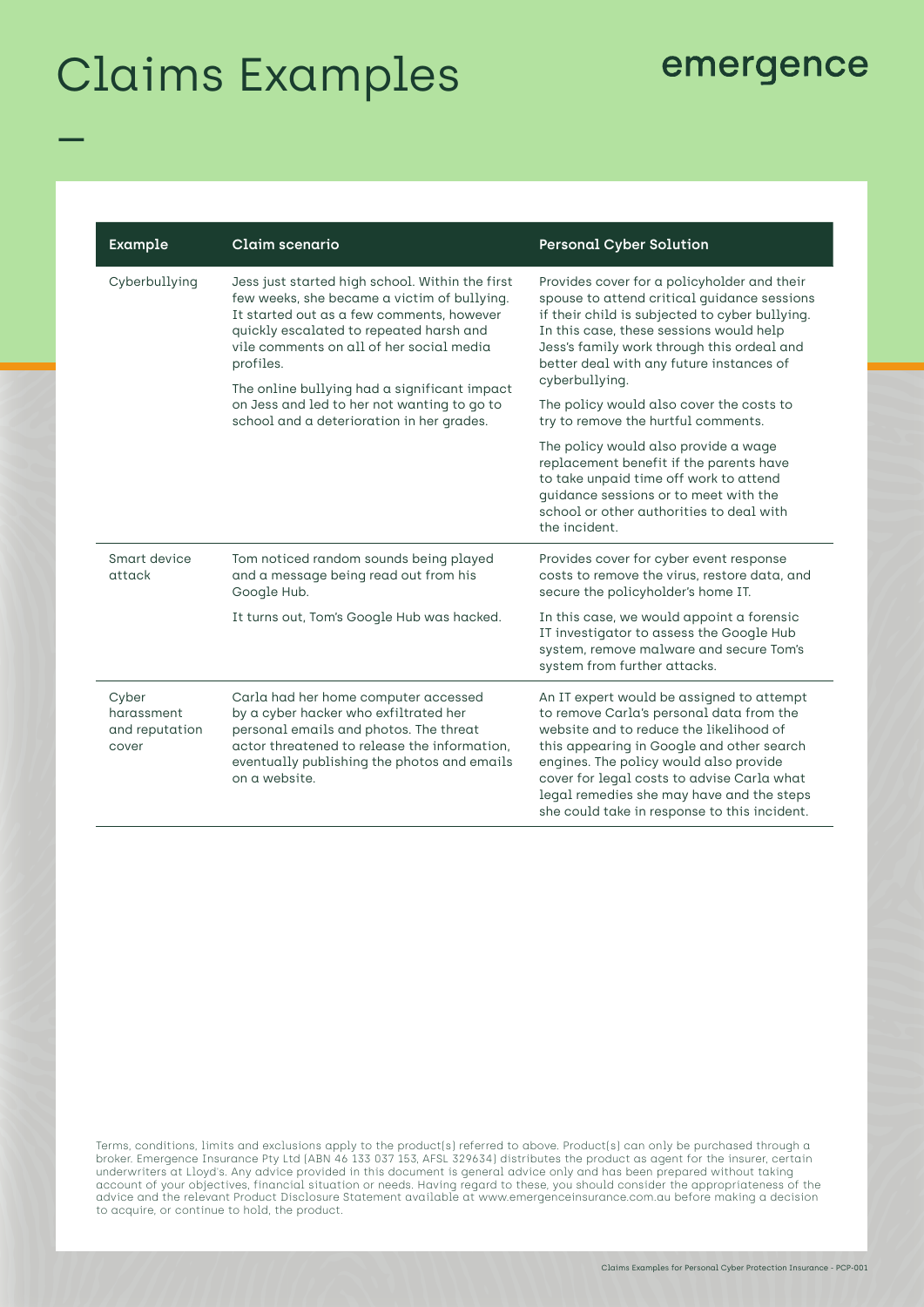# Claims Examples

emergence

| Example | Claim scenario | Personal Cyber Solution |
| --- | --- | --- |
| Cyberbullying | Jess just started high school. Within the first few weeks, she became a victim of bullying. It started out as a few comments, however quickly escalated to repeated harsh and vile comments on all of her social media profiles.<br><br>The online bullying had a significant impact on Jess and led to her not wanting to go to school and a deterioration in her grades. | Provides cover for a policyholder and their spouse to attend critical guidance sessions if their child is subjected to cyber bullying. In this case, these sessions would help Jess's family work through this ordeal and better deal with any future instances of cyberbullying.<br><br>The policy would also cover the costs to try to remove the hurtful comments.<br><br>The policy would also provide a wage replacement benefit if the parents have to take unpaid time off work to attend guidance sessions or to meet with the school or other authorities to deal with the incident. |
| Smart device attack | Tom noticed random sounds being played and a message being read out from his Google Hub.<br><br>It turns out, Tom's Google Hub was hacked. | Provides cover for cyber event response costs to remove the virus, restore data, and secure the policyholder's home IT.<br><br>In this case, we would appoint a forensic IT investigator to assess the Google Hub system, remove malware and secure Tom's system from further attacks. |
| Cyber harassment and reputation cover | Carla had her home computer accessed by a cyber hacker who exfiltrated her personal emails and photos. The threat actor threatened to release the information, eventually publishing the photos and emails on a website. | An IT expert would be assigned to attempt to remove Carla's personal data from the website and to reduce the likelihood of this appearing in Google and other search engines. The policy would also provide cover for legal costs to advise Carla what legal remedies she may have and the steps she could take in response to this incident. |

Terms, conditions, limits and exclusions apply to the product(s) referred to above. Product(s) can only be purchased through a broker. Emergence Insurance Pty Ltd (ABN 46 133 037 153, AFSL 329634) distributes the product as agent for the insurer, certain underwriters at Lloyd's. Any advice provided in this document is general advice only and has been prepared without taking account of your objectives, financial situation or needs. Having regard to these, you should consider the appropriateness of the advice and the relevant Product Disclosure Statement available at www.emergenceinsurance.com.au before making a decision to acquire, or continue to hold, the product.